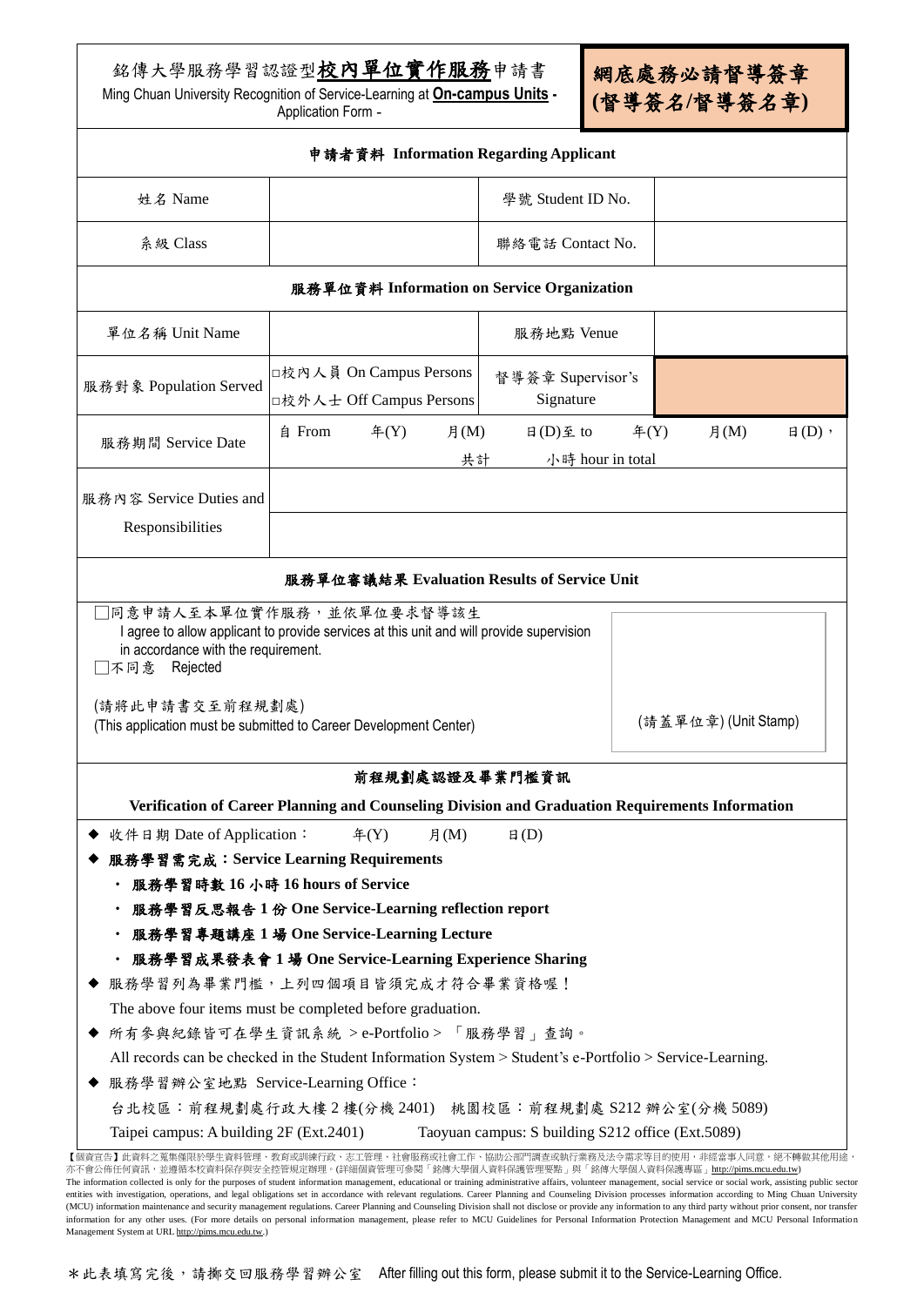# 銘傳大學服務學習認證型**校內單位實作服務**申請書

Ming Chuan University Recognition of Service-Learning at **On-campus Units** - Application Form -

**網底處務必請督導簽章(督導簽名/督導簽名章)**

| 申請者資料 Information Regarding Applicant | | | |
|---|---|---|---|
| 姓名 Name | | 學號 Student ID No. | |
| 系級 Class | | 聯絡電話 Contact No. | |
| **服務單位資料 Information on Service Organization** | | | |
| 單位名稱 Unit Name | | 服務地點 Venue | |
| 服務對象 Population Served | □校內人員 On Campus Persons<br>□校外人士 Off Campus Persons | 督導簽章 Supervisor's Signature | |
| 服務期間 Service Date | 自 From 年(Y) 月(M) 日(D)至 to 年(Y) 月(M) 日(D)，共計 小時 hour in total | | |
| 服務內容 Service Duties and Responsibilities | | | |

## 服務單位審議結果 Evaluation Results of Service Unit

□同意申請人至本單位實作服務，並依單位要求督導該生
I agree to allow applicant to provide services at this unit and will provide supervision in accordance with the requirement.

□不同意 Rejected

(請將此申請書交至前程規劃處)
(This application must be submitted to Career Development Center)

(請蓋單位章) (Unit Stamp)

## 前程規劃處認證及畢業門檻資訊

**Verification of Career Planning and Counseling Division and Graduation Requirements Information**

- 收件日期 Date of Application： 年(Y) 月(M) 日(D)
- **服務學習需完成：Service Learning Requirements**
  - **服務學習時數 16 小時 16 hours of Service**
  - **服務學習反思報告 1 份 One Service-Learning reflection report**
  - **服務學習專題講座 1 場 One Service-Learning Lecture**
  - **服務學習成果發表會 1 場 One Service-Learning Experience Sharing**
- 服務學習列為畢業門檻，上列四個項目皆須完成才符合畢業資格喔！
  The above four items must be completed before graduation.
- 所有參與紀錄皆可在學生資訊系統 > e-Portfolio > 「服務學習」查詢。
  All records can be checked in the Student Information System > Student's e-Portfolio > Service-Learning.
- 服務學習辦公室地點 Service-Learning Office：
  台北校區：前程規劃處行政大樓 2 樓(分機 2401) 桃園校區：前程規劃處 S212 辦公室(分機 5089)
  Taipei campus: A building 2F (Ext.2401) Taoyuan campus: S building S212 office (Ext.5089)

【個資宣告】此資料之蒐集僅限於學生資料管理，教育或訓練行政，志工管理，社會服務或社會工作，協助公部門調查或執行業務及法令需求等目的的使用，非經當事人同意，絕不轉做其他用途，亦不會公佈任何資訊，並遵循本校資料保存與安全控管規定辦理。(詳細個資管理可參閱「銘傳大學個人資料保護管理要點」與「銘傳大學個人資料保護專區」http://pims.mcu.edu.tw)
The information collected is only for the purposes of student information management, educational or training administrative affairs, volunteer management, social service or social work, assisting public sector entities with investigation, operations, and legal obligations set in accordance with relevant regulations. Career Planning and Counseling Division processes information according to Ming Chuan University (MCU) information maintenance and security management regulations. Career Planning and Counseling Division shall not disclose or provide any information to any third party without prior consent, nor transfer information for any other uses. (For more details on personal information management, please refer to MCU Guidelines for Personal Information Protection Management and MCU Personal Information Management System at URL http://pims.mcu.edu.tw.)

*此表填寫完後，請擲交回服務學習辦公室 After filling out this form, please submit it to the Service-Learning Office.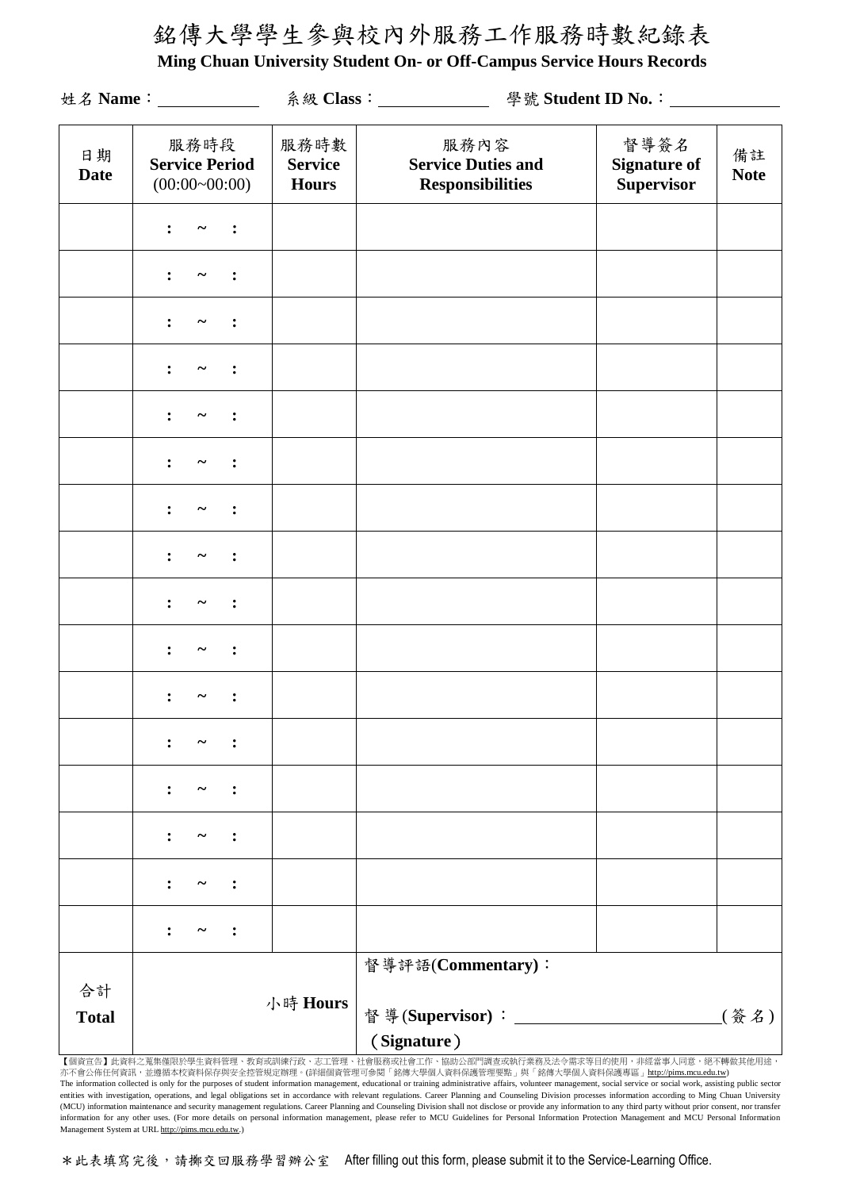# 銘傳大學學生參與校內外服務工作服務時數紀錄表

**Ming Chuan University Student On- or Off-Campus Service Hours Records**

姓名 **Name**：\_\_\_\_\_\_\_\_\_\_　系級 **Class**：\_\_\_\_\_\_\_\_\_\_　學號 **Student ID No.**：\_\_\_\_\_\_\_\_\_\_

| 日期 **Date** | 服務時段 **Service Period** (00:00~00:00) | 服務時數 **Service Hours** | 服務內容 **Service Duties and Responsibilities** | 督導簽名 **Signature of Supervisor** | 備註 **Note** |
|---|---|---|---|---|---|
| | :　~　: | | | | |
| | :　~　: | | | | |
| | :　~　: | | | | |
| | :　~　: | | | | |
| | :　~　: | | | | |
| | :　~　: | | | | |
| | :　~　: | | | | |
| | :　~　: | | | | |
| | :　~　: | | | | |
| | :　~　: | | | | |
| | :　~　: | | | | |
| | :　~　: | | | | |
| | :　~　: | | | | |
| | :　~　: | | | | |
| | :　~　: | | | | |
| | :　~　: | | | | |
| 合計 **Total** | 小時 **Hours** | | 督導評語(**Commentary**)：<br><br>督導(**Supervisor**)：\_\_\_\_\_\_\_\_\_\_(簽名)(**Signature**) | | |

【個資宣告】此資料之蒐集僅限於學生資料管理、教育或訓練行政，志工管理、社會服務或社會工作、協助公部門調查或執行業務及法令需求等目的的使用，非經當事人同意，絕不轉做其他用途，亦不會公佈任何資訊，並遵循本校資料保存與安全控管規定辦理。(詳細個資管理可參閱「銘傳大學個人資料保護管理要點」與「銘傳大學個人資料保護專區」http://pims.mcu.edu.tw)

The information collected is only for the purposes of student information management, educational or training administrative affairs, volunteer management, social service or social work, assisting public sector entities with investigation, operations, and legal obligations set in accordance with relevant regulations. Career Planning and Counseling Division processes information according to Ming Chuan University (MCU) information maintenance and security management regulations. Career Planning and Counseling Division shall not disclose or provide any information to any third party without prior consent, nor transfer information for any other uses. (For more details on personal information management, please refer to MCU Guidelines for Personal Information Protection Management and MCU Personal Information Management System at URL http://pims.mcu.edu.tw.)

＊此表填寫完後，請擲交回服務學習辦公室　After filling out this form, please submit it to the Service-Learning Office.